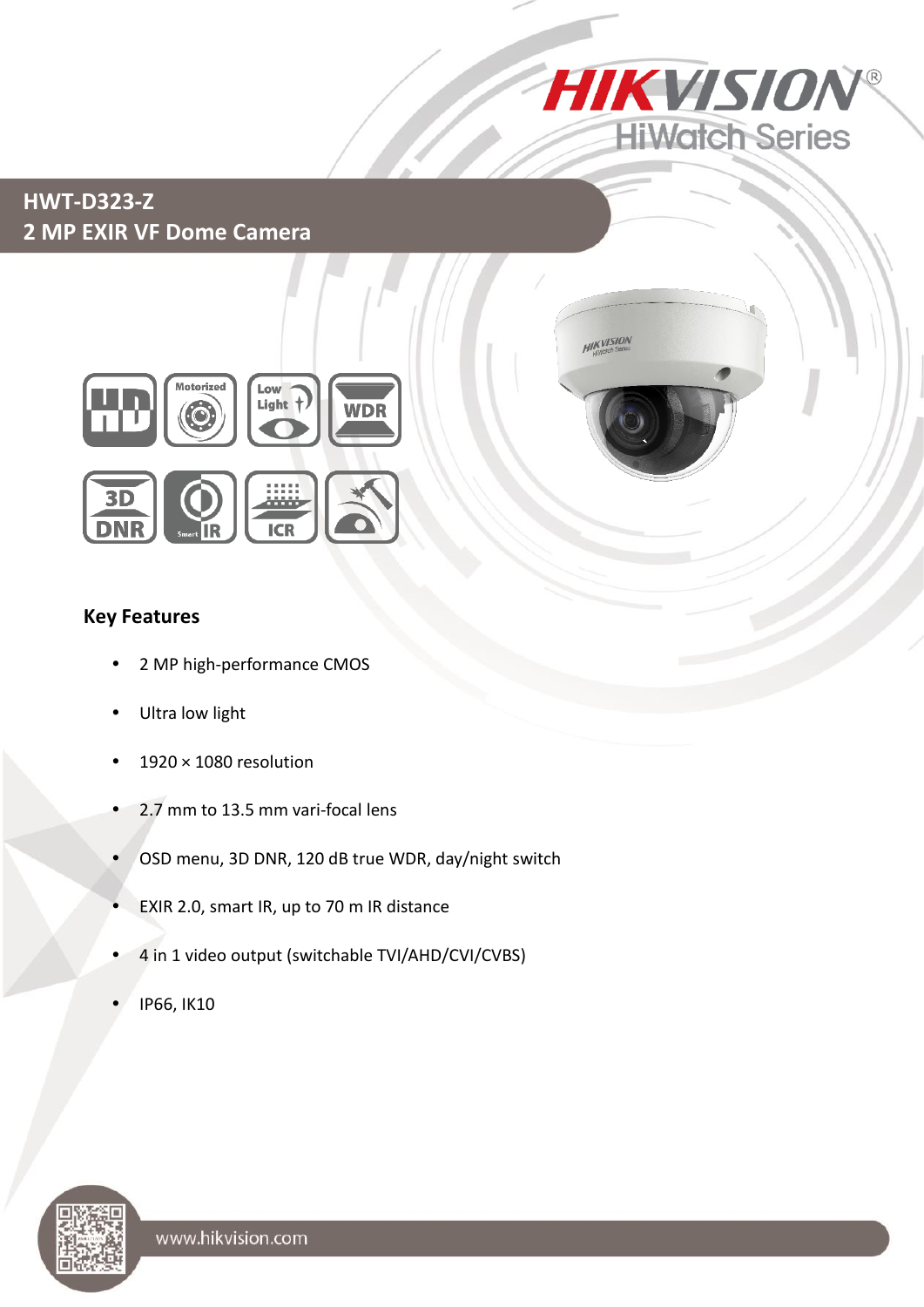# HWT-D323-Z
## 2 MP EXIR VF Dome Camera

### Key Features

- 2 MP high-performance CMOS
- Ultra low light
- 1920 × 1080 resolution
- 2.7 mm to 13.5 mm vari-focal lens
- OSD menu, 3D DNR, 120 dB true WDR, day/night switch
- EXIR 2.0, smart IR, up to 70 m IR distance
- 4 in 1 video output (switchable TVI/AHD/CVI/CVBS)
- IP66, IK10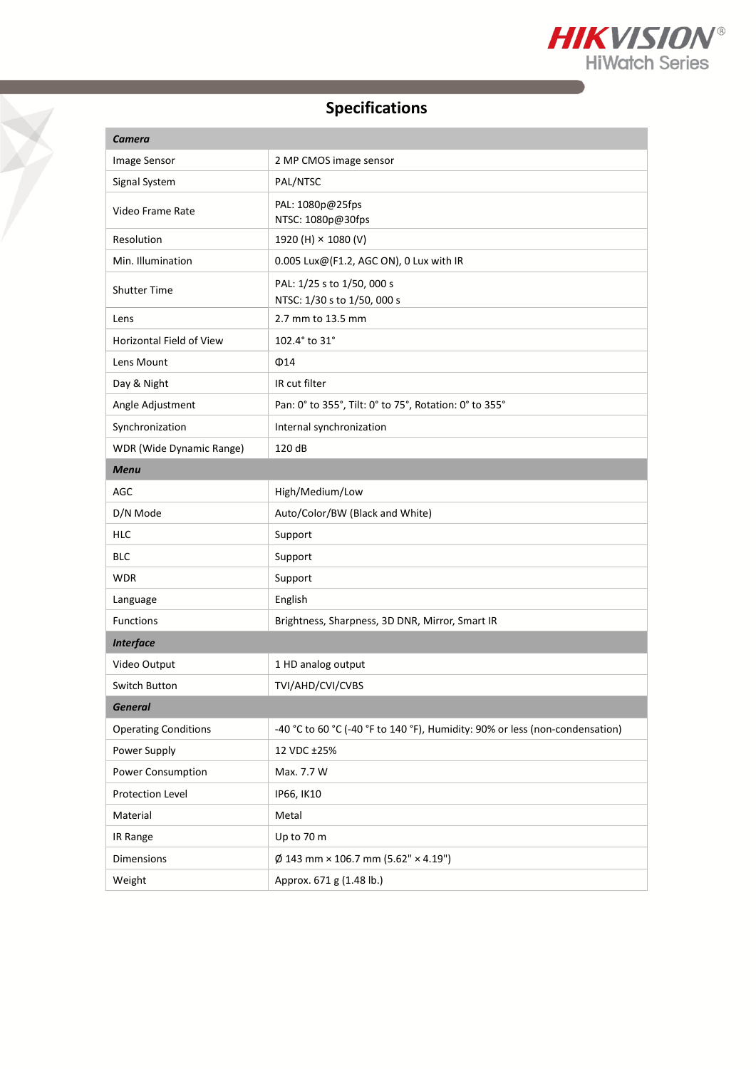## Specifications

| **Camera** | |
|---|---|
| Image Sensor | 2 MP CMOS image sensor |
| Signal System | PAL/NTSC |
| Video Frame Rate | PAL: 1080p@25fps<br>NTSC: 1080p@30fps |
| Resolution | 1920 (H) × 1080 (V) |
| Min. Illumination | 0.005 Lux@(F1.2, AGC ON), 0 Lux with IR |
| Shutter Time | PAL: 1/25 s to 1/50, 000 s<br>NTSC: 1/30 s to 1/50, 000 s |
| Lens | 2.7 mm to 13.5 mm |
| Horizontal Field of View | 102.4° to 31° |
| Lens Mount | Φ14 |
| Day & Night | IR cut filter |
| Angle Adjustment | Pan: 0° to 355°, Tilt: 0° to 75°, Rotation: 0° to 355° |
| Synchronization | Internal synchronization |
| WDR (Wide Dynamic Range) | 120 dB |
| **Menu** | |
| AGC | High/Medium/Low |
| D/N Mode | Auto/Color/BW (Black and White) |
| HLC | Support |
| BLC | Support |
| WDR | Support |
| Language | English |
| Functions | Brightness, Sharpness, 3D DNR, Mirror, Smart IR |
| **Interface** | |
| Video Output | 1 HD analog output |
| Switch Button | TVI/AHD/CVI/CVBS |
| **General** | |
| Operating Conditions | -40 °C to 60 °C (-40 °F to 140 °F), Humidity: 90% or less (non-condensation) |
| Power Supply | 12 VDC ±25% |
| Power Consumption | Max. 7.7 W |
| Protection Level | IP66, IK10 |
| Material | Metal |
| IR Range | Up to 70 m |
| Dimensions | Ø 143 mm × 106.7 mm (5.62" × 4.19") |
| Weight | Approx. 671 g (1.48 lb.) |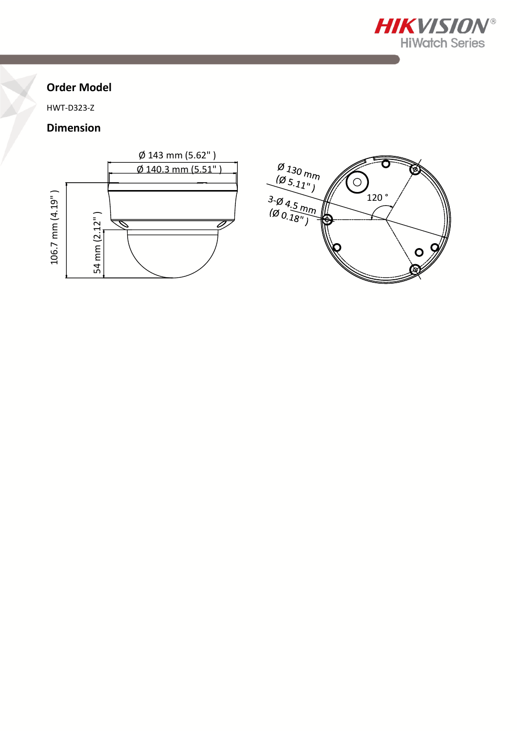## Order Model

HWT-D323-Z

## Dimension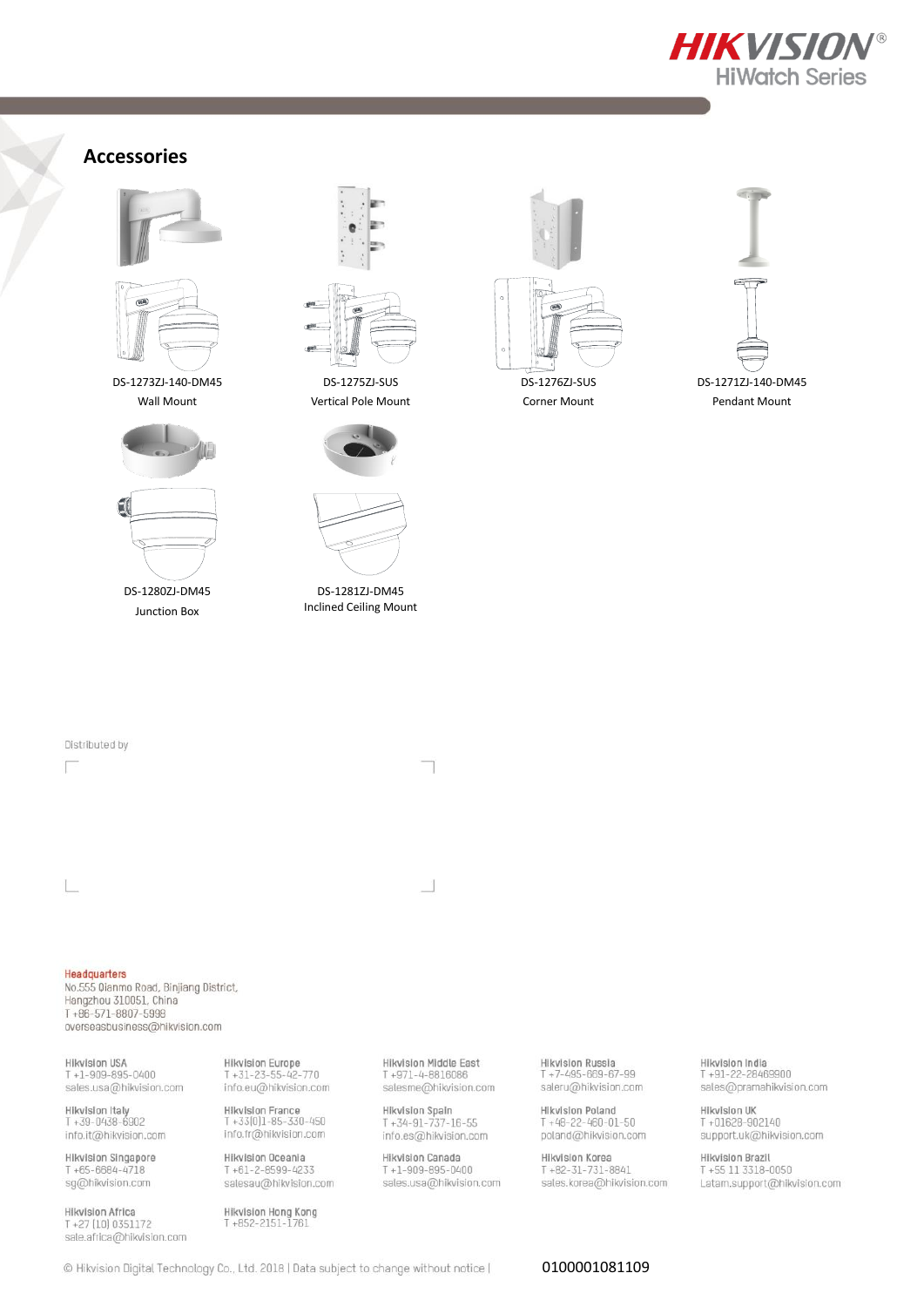## Accessories

DS-1273ZJ-140-DM45
Wall Mount

DS-1275ZJ-SUS
Vertical Pole Mount

DS-1276ZJ-SUS
Corner Mount

DS-1271ZJ-140-DM45
Pendant Mount

DS-1280ZJ-DM45
Junction Box

DS-1281ZJ-DM45
Inclined Ceiling Mount

Distributed by

**Headquarters**
No.555 Qianmo Road, Binjiang District,
Hangzhou 310051, China
T +86-571-8807-5998
overseasbusiness@hikvision.com

**Hikvision USA**
T +1-909-895-0400
sales.usa@hikvision.com

**Hikvision Europe**
T +31-23-55-42-770
info.eu@hikvision.com

**Hikvision Middle East**
T +971-4-8816086
salesme@hikvision.com

**Hikvision Russia**
T +7-495-669-67-99
saleru@hikvision.com

**Hikvision India**
T +91-22-28469900
sales@pramahikvision.com

**Hikvision Italy**
T +39-0438-6902
info.it@hikvision.com

**Hikvision France**
T +33(0)1-85-330-450
info.fr@hikvision.com

**Hikvision Spain**
T +34-91-737-16-55
info.es@hikvision.com

**Hikvision Poland**
T +48-22-460-01-50
poland@hikvision.com

**Hikvision UK**
T +01628-902140
support.uk@hikvision.com

**Hikvision Singapore**
T +65-6684-4718
sg@hikvision.com

**Hikvision Oceania**
T +61-2-8599-4233
salesau@hikvision.com

**Hikvision Canada**
T +1-909-895-0400
sales.usa@hikvision.com

**Hikvision Korea**
T +82-31-731-8841
sales.korea@hikvision.com

**Hikvision Brazil**
T +55 11 3318-0050
Latam.support@hikvision.com

**Hikvision Africa**
T +27 (10) 0351172
sale.africa@hikvision.com

**Hikvision Hong Kong**
T +852-2151-1761

© Hikvision Digital Technology Co., Ltd. 2018 | Data subject to change without notice | 0100001081109